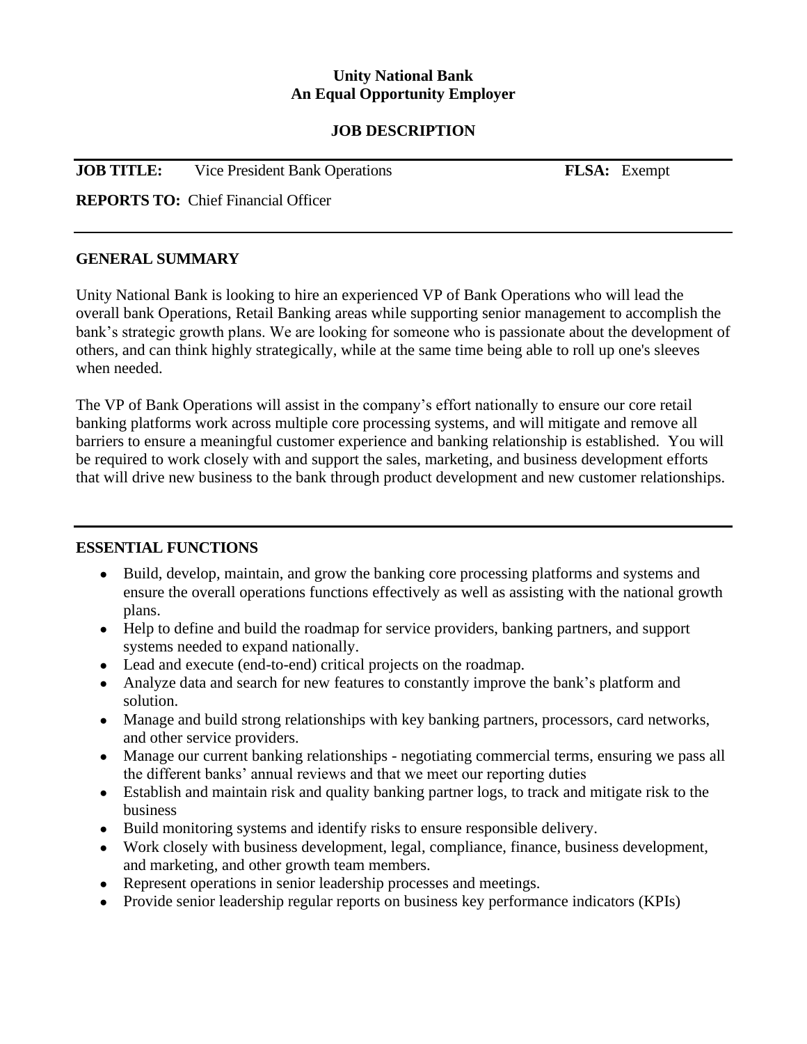**Unity National Bank**
**An Equal Opportunity Employer**

## JOB DESCRIPTION

**JOB TITLE:** Vice President Bank Operations **FLSA:** Exempt

**REPORTS TO:** Chief Financial Officer

---

### GENERAL SUMMARY

Unity National Bank is looking to hire an experienced VP of Bank Operations who will lead the overall bank Operations, Retail Banking areas while supporting senior management to accomplish the bank's strategic growth plans. We are looking for someone who is passionate about the development of others, and can think highly strategically, while at the same time being able to roll up one's sleeves when needed.

The VP of Bank Operations will assist in the company's effort nationally to ensure our core retail banking platforms work across multiple core processing systems, and will mitigate and remove all barriers to ensure a meaningful customer experience and banking relationship is established. You will be required to work closely with and support the sales, marketing, and business development efforts that will drive new business to the bank through product development and new customer relationships.

---

### ESSENTIAL FUNCTIONS

- Build, develop, maintain, and grow the banking core processing platforms and systems and ensure the overall operations functions effectively as well as assisting with the national growth plans.
- Help to define and build the roadmap for service providers, banking partners, and support systems needed to expand nationally.
- Lead and execute (end-to-end) critical projects on the roadmap.
- Analyze data and search for new features to constantly improve the bank's platform and solution.
- Manage and build strong relationships with key banking partners, processors, card networks, and other service providers.
- Manage our current banking relationships - negotiating commercial terms, ensuring we pass all the different banks' annual reviews and that we meet our reporting duties
- Establish and maintain risk and quality banking partner logs, to track and mitigate risk to the business
- Build monitoring systems and identify risks to ensure responsible delivery.
- Work closely with business development, legal, compliance, finance, business development, and marketing, and other growth team members.
- Represent operations in senior leadership processes and meetings.
- Provide senior leadership regular reports on business key performance indicators (KPIs)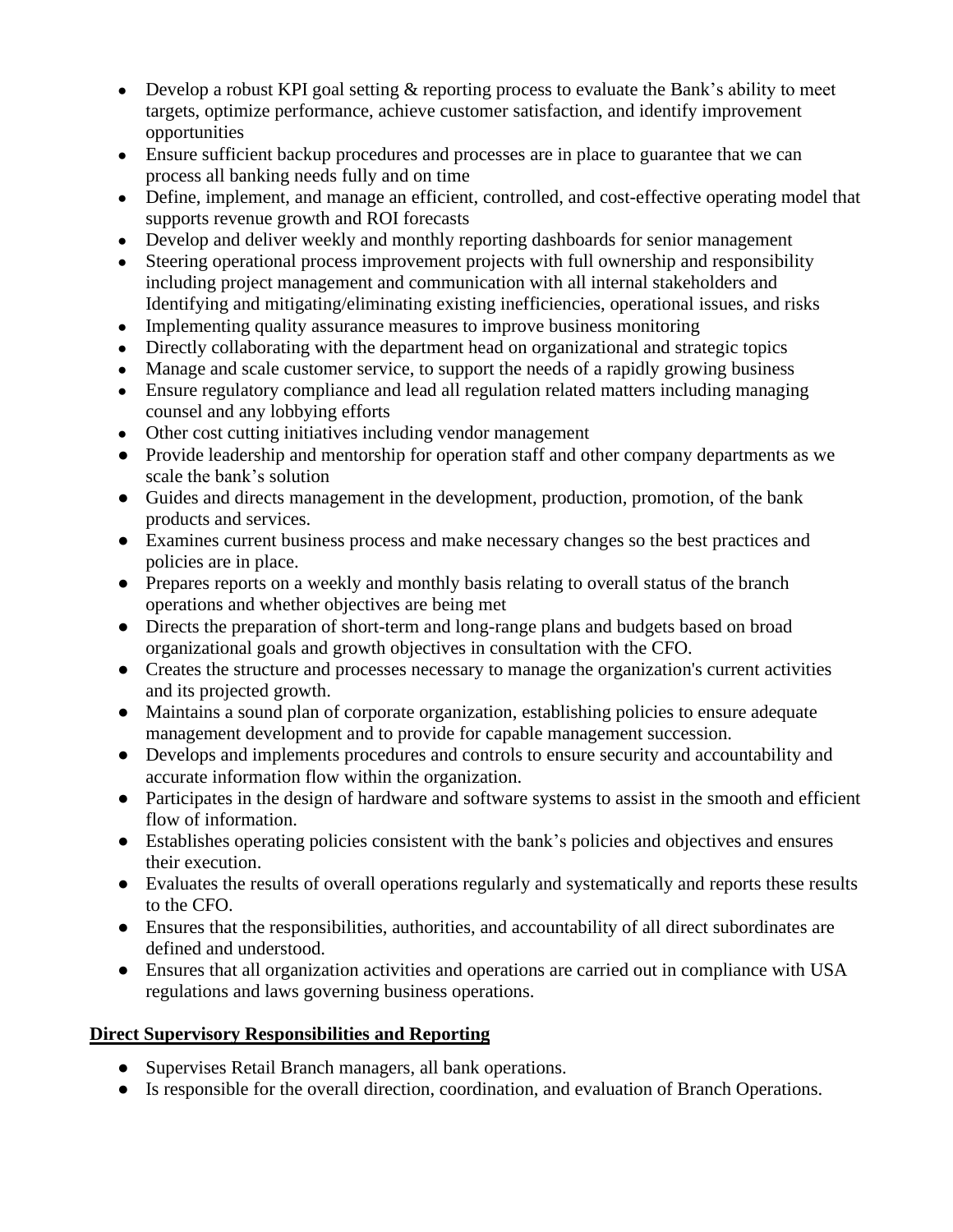- Develop a robust KPI goal setting & reporting process to evaluate the Bank's ability to meet targets, optimize performance, achieve customer satisfaction, and identify improvement opportunities
- Ensure sufficient backup procedures and processes are in place to guarantee that we can process all banking needs fully and on time
- Define, implement, and manage an efficient, controlled, and cost-effective operating model that supports revenue growth and ROI forecasts
- Develop and deliver weekly and monthly reporting dashboards for senior management
- Steering operational process improvement projects with full ownership and responsibility including project management and communication with all internal stakeholders and Identifying and mitigating/eliminating existing inefficiencies, operational issues, and risks
- Implementing quality assurance measures to improve business monitoring
- Directly collaborating with the department head on organizational and strategic topics
- Manage and scale customer service, to support the needs of a rapidly growing business
- Ensure regulatory compliance and lead all regulation related matters including managing counsel and any lobbying efforts
- Other cost cutting initiatives including vendor management
- Provide leadership and mentorship for operation staff and other company departments as we scale the bank's solution
- Guides and directs management in the development, production, promotion, of the bank products and services.
- Examines current business process and make necessary changes so the best practices and policies are in place.
- Prepares reports on a weekly and monthly basis relating to overall status of the branch operations and whether objectives are being met
- Directs the preparation of short-term and long-range plans and budgets based on broad organizational goals and growth objectives in consultation with the CFO.
- Creates the structure and processes necessary to manage the organization's current activities and its projected growth.
- Maintains a sound plan of corporate organization, establishing policies to ensure adequate management development and to provide for capable management succession.
- Develops and implements procedures and controls to ensure security and accountability and accurate information flow within the organization.
- Participates in the design of hardware and software systems to assist in the smooth and efficient flow of information.
- Establishes operating policies consistent with the bank's policies and objectives and ensures their execution.
- Evaluates the results of overall operations regularly and systematically and reports these results to the CFO.
- Ensures that the responsibilities, authorities, and accountability of all direct subordinates are defined and understood.
- Ensures that all organization activities and operations are carried out in compliance with USA regulations and laws governing business operations.

## Direct Supervisory Responsibilities and Reporting

- Supervises Retail Branch managers, all bank operations.
- Is responsible for the overall direction, coordination, and evaluation of Branch Operations.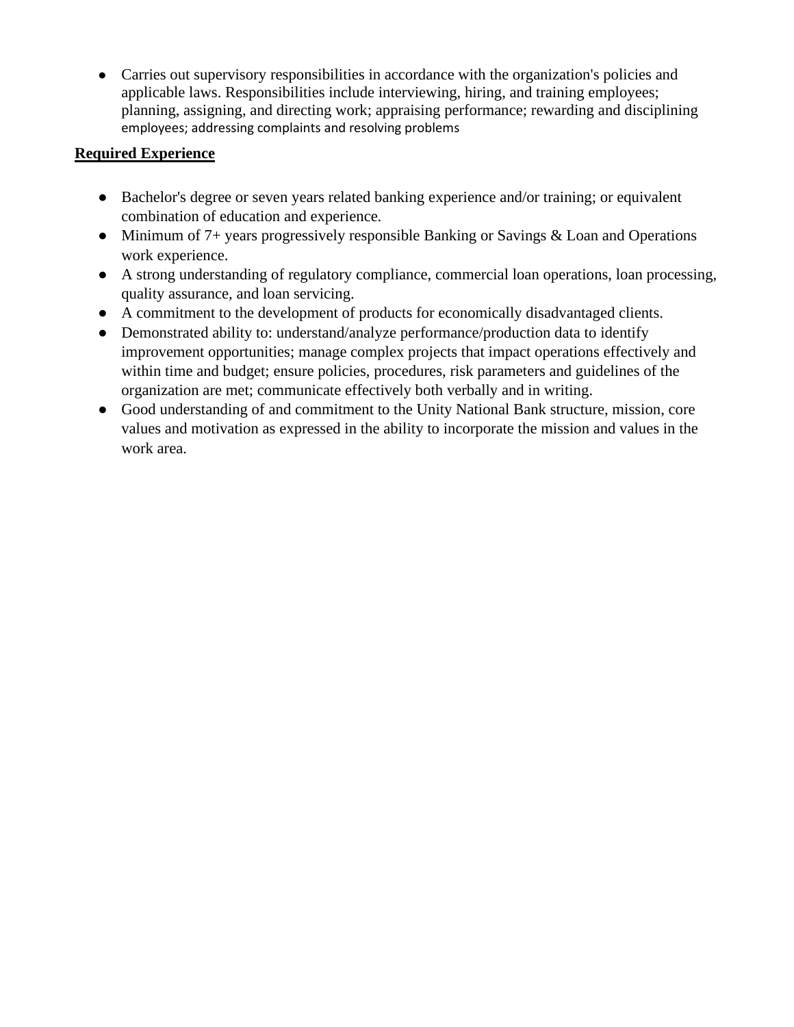- Carries out supervisory responsibilities in accordance with the organization's policies and applicable laws. Responsibilities include interviewing, hiring, and training employees; planning, assigning, and directing work; appraising performance; rewarding and disciplining employees; addressing complaints and resolving problems

**Required Experience**

- Bachelor's degree or seven years related banking experience and/or training; or equivalent combination of education and experience.
- Minimum of 7+ years progressively responsible Banking or Savings & Loan and Operations work experience.
- A strong understanding of regulatory compliance, commercial loan operations, loan processing, quality assurance, and loan servicing.
- A commitment to the development of products for economically disadvantaged clients.
- Demonstrated ability to: understand/analyze performance/production data to identify improvement opportunities; manage complex projects that impact operations effectively and within time and budget; ensure policies, procedures, risk parameters and guidelines of the organization are met; communicate effectively both verbally and in writing.
- Good understanding of and commitment to the Unity National Bank structure, mission, core values and motivation as expressed in the ability to incorporate the mission and values in the work area.